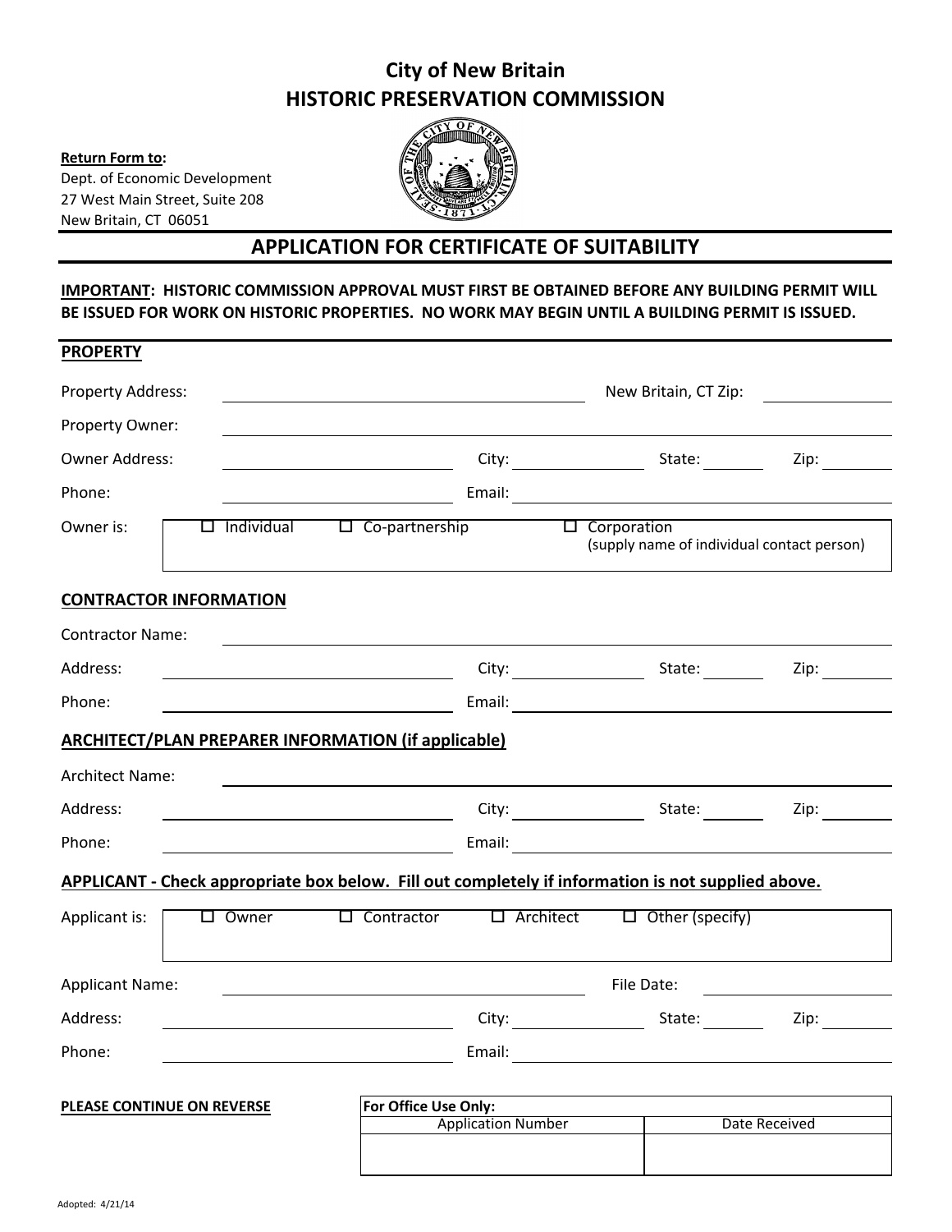# City of New Britain
## HISTORIC PRESERVATION COMMISSION

**Return Form to:**
Dept. of Economic Development
27 West Main Street, Suite 208
New Britain, CT 06051

## APPLICATION FOR CERTIFICATE OF SUITABILITY

**IMPORTANT: HISTORIC COMMISSION APPROVAL MUST FIRST BE OBTAINED BEFORE ANY BUILDING PERMIT WILL BE ISSUED FOR WORK ON HISTORIC PROPERTIES. NO WORK MAY BEGIN UNTIL A BUILDING PERMIT IS ISSUED.**

### PROPERTY

Property Address: ______________________ New Britain, CT Zip: __________

Property Owner: ______________________

Owner Address: ______________ City: __________ State: ______ Zip: ______

Phone: ______________ Email: ______________

Owner is: ☐ Individual ☐ Co-partnership ☐ Corporation (supply name of individual contact person)

### CONTRACTOR INFORMATION

Contractor Name: ______________________

Address: ______________ City: __________ State: ______ Zip: ______

Phone: ______________ Email: ______________

### ARCHITECT/PLAN PREPARER INFORMATION (if applicable)

Architect Name: ______________________

Address: ______________ City: __________ State: ______ Zip: ______

Phone: ______________ Email: ______________

### APPLICANT - Check appropriate box below. Fill out completely if information is not supplied above.

Applicant is: ☐ Owner ☐ Contractor ☐ Architect ☐ Other (specify)

Applicant Name: ______________________ File Date: __________

Address: ______________ City: __________ State: ______ Zip: ______

Phone: ______________ Email: ______________

**PLEASE CONTINUE ON REVERSE**

| For Office Use Only: | |
|---|---|
| Application Number | Date Received |
| | |

Adopted: 4/21/14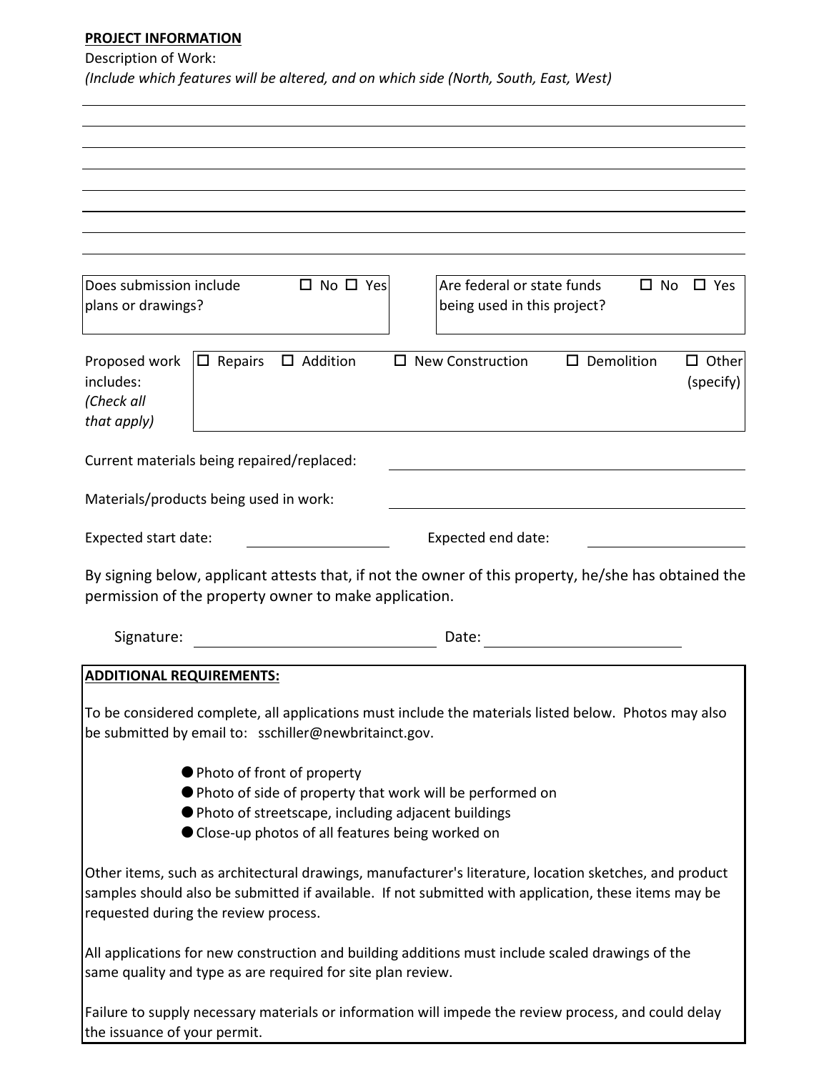**PROJECT INFORMATION**

Description of Work:

*(Include which features will be altered, and on which side (North, South, East, West)*

| | |
|---|---|
| Does submission include plans or drawings? | ☐ No ☐ Yes |
| Are federal or state funds being used in this project? | ☐ No ☐ Yes |

| | | | | | |
|---|---|---|---|---|---|
| Proposed work includes: *(Check all that apply)* | ☐ Repairs | ☐ Addition | ☐ New Construction | ☐ Demolition | ☐ Other (specify) |

Current materials being repaired/replaced: ______________________

Materials/products being used in work: ______________________

Expected start date: ______________ Expected end date: ______________

By signing below, applicant attests that, if not the owner of this property, he/she has obtained the permission of the property owner to make application.

Signature: ______________________ Date: ______________

**ADDITIONAL REQUIREMENTS:**

To be considered complete, all applications must include the materials listed below. Photos may also be submitted by email to: sschiller@newbritainct.gov.

- Photo of front of property
- Photo of side of property that work will be performed on
- Photo of streetscape, including adjacent buildings
- Close-up photos of all features being worked on

Other items, such as architectural drawings, manufacturer's literature, location sketches, and product samples should also be submitted if available. If not submitted with application, these items may be requested during the review process.

All applications for new construction and building additions must include scaled drawings of the same quality and type as are required for site plan review.

Failure to supply necessary materials or information will impede the review process, and could delay the issuance of your permit.